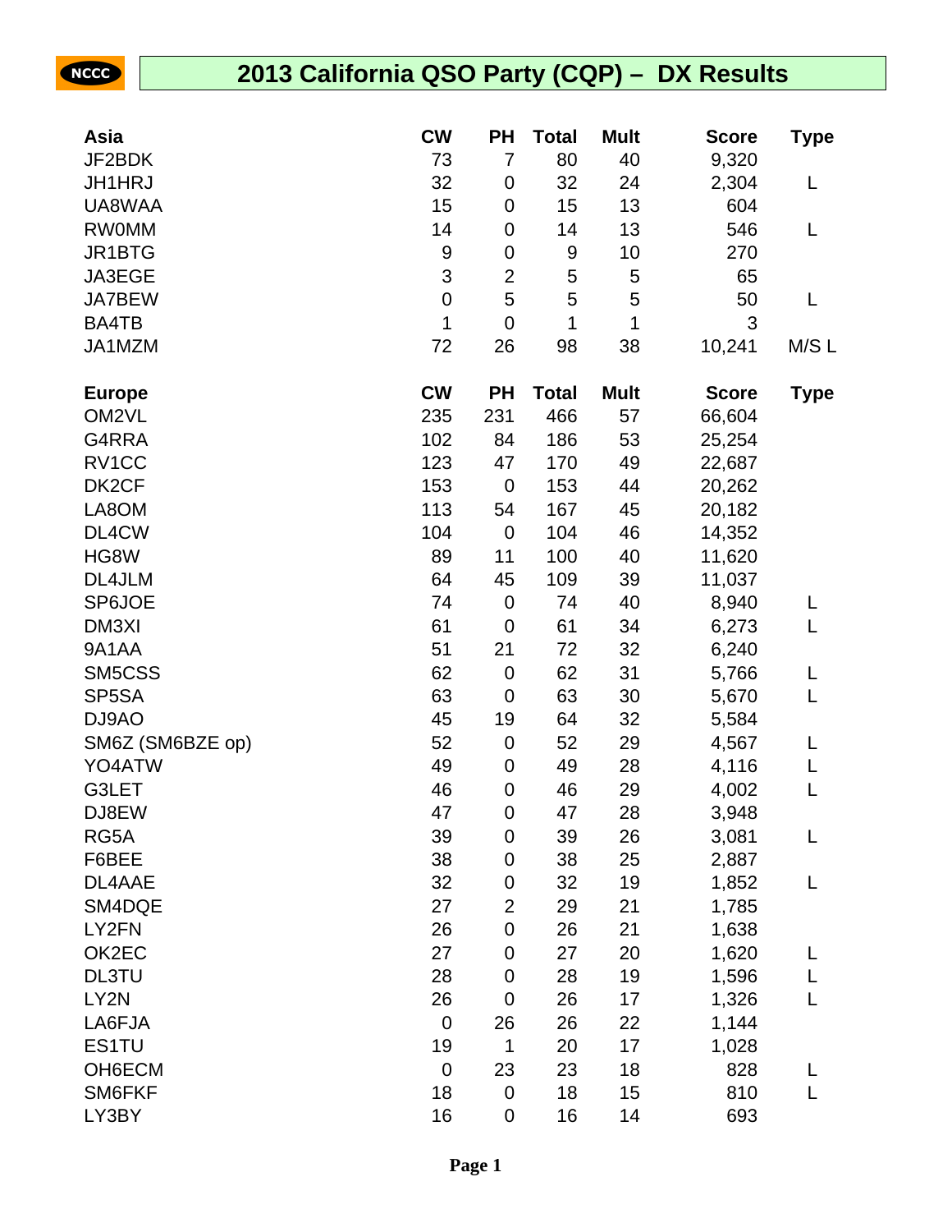# 2013 California QSO Party (CQP) – DX Results

| Asia | CW | PH | Total | Mult | Score | Type |
|---|---|---|---|---|---|---|
| JF2BDK | 73 | 7 | 80 | 40 | 9,320 | |
| JH1HRJ | 32 | 0 | 32 | 24 | 2,304 | L |
| UA8WAA | 15 | 0 | 15 | 13 | 604 | |
| RW0MM | 14 | 0 | 14 | 13 | 546 | L |
| JR1BTG | 9 | 0 | 9 | 10 | 270 | |
| JA3EGE | 3 | 2 | 5 | 5 | 65 | |
| JA7BEW | 0 | 5 | 5 | 5 | 50 | L |
| BA4TB | 1 | 0 | 1 | 1 | 3 | |
| JA1MZM | 72 | 26 | 98 | 38 | 10,241 | M/S L |

| Europe | CW | PH | Total | Mult | Score | Type |
|---|---|---|---|---|---|---|
| OM2VL | 235 | 231 | 466 | 57 | 66,604 | |
| G4RRA | 102 | 84 | 186 | 53 | 25,254 | |
| RV1CC | 123 | 47 | 170 | 49 | 22,687 | |
| DK2CF | 153 | 0 | 153 | 44 | 20,262 | |
| LA8OM | 113 | 54 | 167 | 45 | 20,182 | |
| DL4CW | 104 | 0 | 104 | 46 | 14,352 | |
| HG8W | 89 | 11 | 100 | 40 | 11,620 | |
| DL4JLM | 64 | 45 | 109 | 39 | 11,037 | |
| SP6JOE | 74 | 0 | 74 | 40 | 8,940 | L |
| DM3XI | 61 | 0 | 61 | 34 | 6,273 | L |
| 9A1AA | 51 | 21 | 72 | 32 | 6,240 | |
| SM5CSS | 62 | 0 | 62 | 31 | 5,766 | L |
| SP5SA | 63 | 0 | 63 | 30 | 5,670 | L |
| DJ9AO | 45 | 19 | 64 | 32 | 5,584 | |
| SM6Z (SM6BZE op) | 52 | 0 | 52 | 29 | 4,567 | L |
| YO4ATW | 49 | 0 | 49 | 28 | 4,116 | L |
| G3LET | 46 | 0 | 46 | 29 | 4,002 | L |
| DJ8EW | 47 | 0 | 47 | 28 | 3,948 | |
| RG5A | 39 | 0 | 39 | 26 | 3,081 | L |
| F6BEE | 38 | 0 | 38 | 25 | 2,887 | |
| DL4AAE | 32 | 0 | 32 | 19 | 1,852 | L |
| SM4DQE | 27 | 2 | 29 | 21 | 1,785 | |
| LY2FN | 26 | 0 | 26 | 21 | 1,638 | |
| OK2EC | 27 | 0 | 27 | 20 | 1,620 | L |
| DL3TU | 28 | 0 | 28 | 19 | 1,596 | L |
| LY2N | 26 | 0 | 26 | 17 | 1,326 | L |
| LA6FJA | 0 | 26 | 26 | 22 | 1,144 | |
| ES1TU | 19 | 1 | 20 | 17 | 1,028 | |
| OH6ECM | 0 | 23 | 23 | 18 | 828 | L |
| SM6FKF | 18 | 0 | 18 | 15 | 810 | L |
| LY3BY | 16 | 0 | 16 | 14 | 693 | |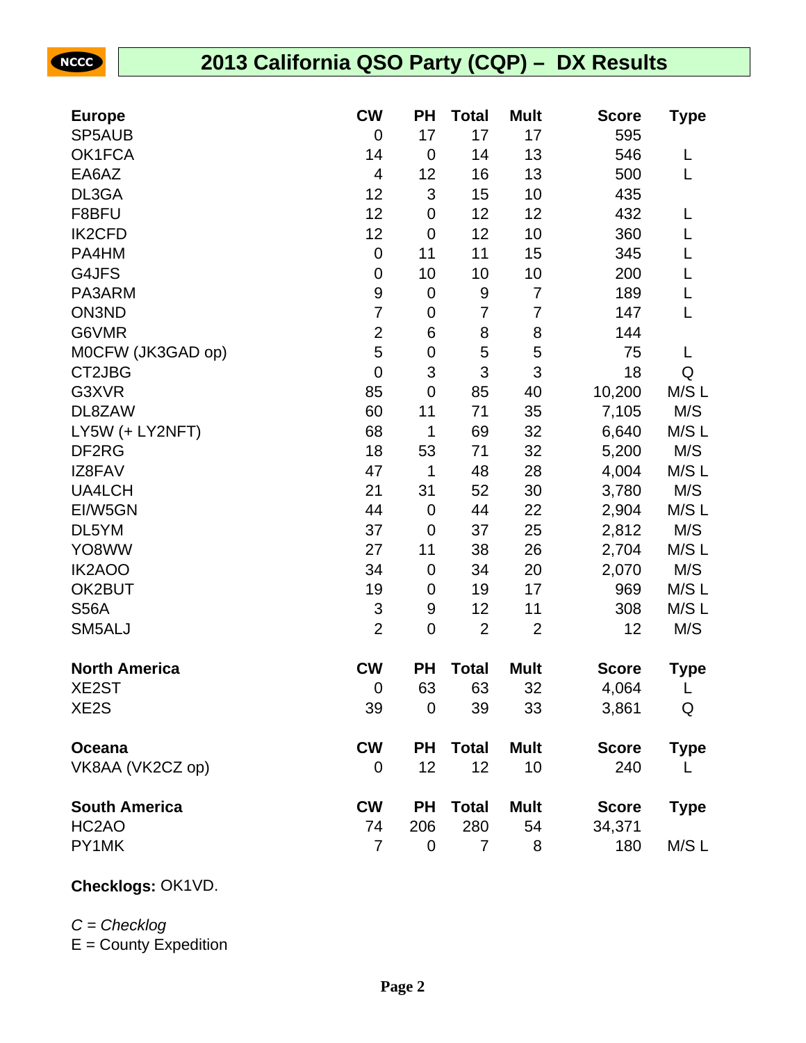# 2013 California QSO Party (CQP) – DX Results

| Europe | CW | PH | Total | Mult | Score | Type |
|---|---|---|---|---|---|---|
| SP5AUB | 0 | 17 | 17 | 17 | 595 | |
| OK1FCA | 14 | 0 | 14 | 13 | 546 | L |
| EA6AZ | 4 | 12 | 16 | 13 | 500 | L |
| DL3GA | 12 | 3 | 15 | 10 | 435 | |
| F8BFU | 12 | 0 | 12 | 12 | 432 | L |
| IK2CFD | 12 | 0 | 12 | 10 | 360 | L |
| PA4HM | 0 | 11 | 11 | 15 | 345 | L |
| G4JFS | 0 | 10 | 10 | 10 | 200 | L |
| PA3ARM | 9 | 0 | 9 | 7 | 189 | L |
| ON3ND | 7 | 0 | 7 | 7 | 147 | L |
| G6VMR | 2 | 6 | 8 | 8 | 144 | |
| M0CFW (JK3GAD op) | 5 | 0 | 5 | 5 | 75 | L |
| CT2JBG | 0 | 3 | 3 | 3 | 18 | Q |
| G3XVR | 85 | 0 | 85 | 40 | 10,200 | M/S L |
| DL8ZAW | 60 | 11 | 71 | 35 | 7,105 | M/S |
| LY5W (+ LY2NFT) | 68 | 1 | 69 | 32 | 6,640 | M/S L |
| DF2RG | 18 | 53 | 71 | 32 | 5,200 | M/S |
| IZ8FAV | 47 | 1 | 48 | 28 | 4,004 | M/S L |
| UA4LCH | 21 | 31 | 52 | 30 | 3,780 | M/S |
| EI/W5GN | 44 | 0 | 44 | 22 | 2,904 | M/S L |
| DL5YM | 37 | 0 | 37 | 25 | 2,812 | M/S |
| YO8WW | 27 | 11 | 38 | 26 | 2,704 | M/S L |
| IK2AOO | 34 | 0 | 34 | 20 | 2,070 | M/S |
| OK2BUT | 19 | 0 | 19 | 17 | 969 | M/S L |
| S56A | 3 | 9 | 12 | 11 | 308 | M/S L |
| SM5ALJ | 2 | 0 | 2 | 2 | 12 | M/S |

| North America | CW | PH | Total | Mult | Score | Type |
|---|---|---|---|---|---|---|
| XE2ST | 0 | 63 | 63 | 32 | 4,064 | L |
| XE2S | 39 | 0 | 39 | 33 | 3,861 | Q |

| Oceana | CW | PH | Total | Mult | Score | Type |
|---|---|---|---|---|---|---|
| VK8AA (VK2CZ op) | 0 | 12 | 12 | 10 | 240 | L |

| South America | CW | PH | Total | Mult | Score | Type |
|---|---|---|---|---|---|---|
| HC2AO | 74 | 206 | 280 | 54 | 34,371 | |
| PY1MK | 7 | 0 | 7 | 8 | 180 | M/S L |

**Checklogs:** OK1VD.

*C = Checklog*
E = County Expedition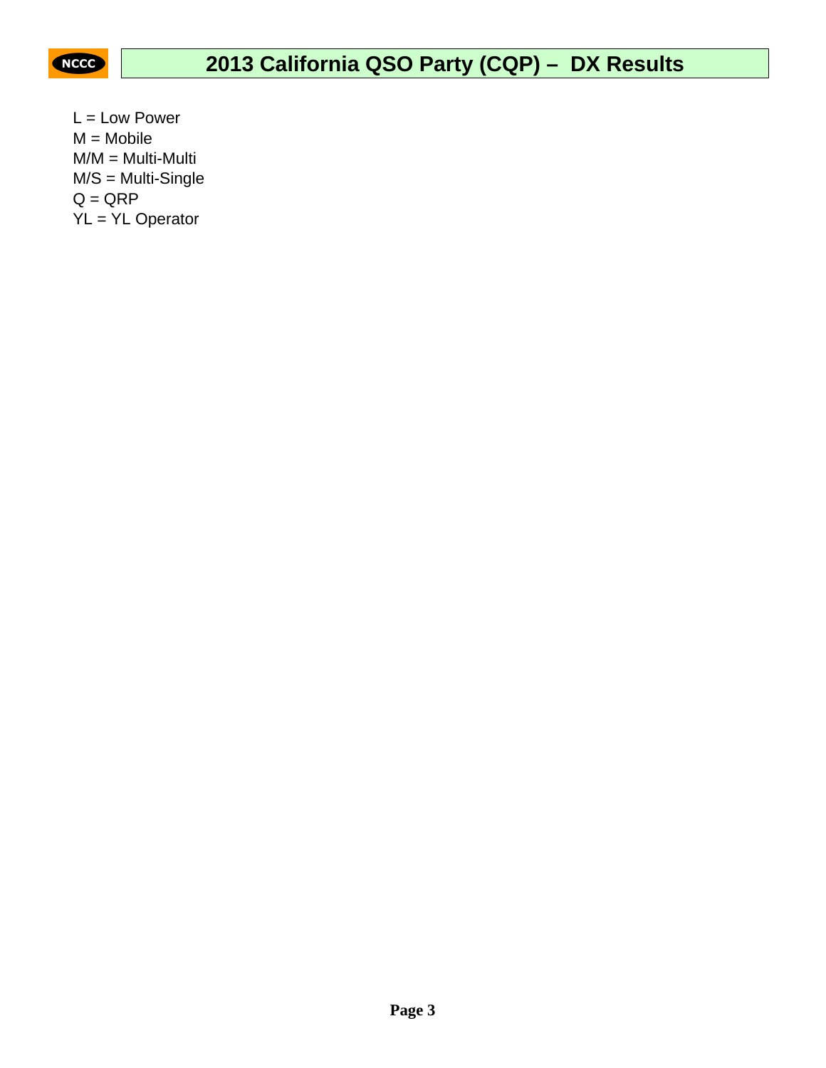L = Low Power
M = Mobile
M/M = Multi-Multi
M/S = Multi-Single
Q = QRP
YL = YL Operator